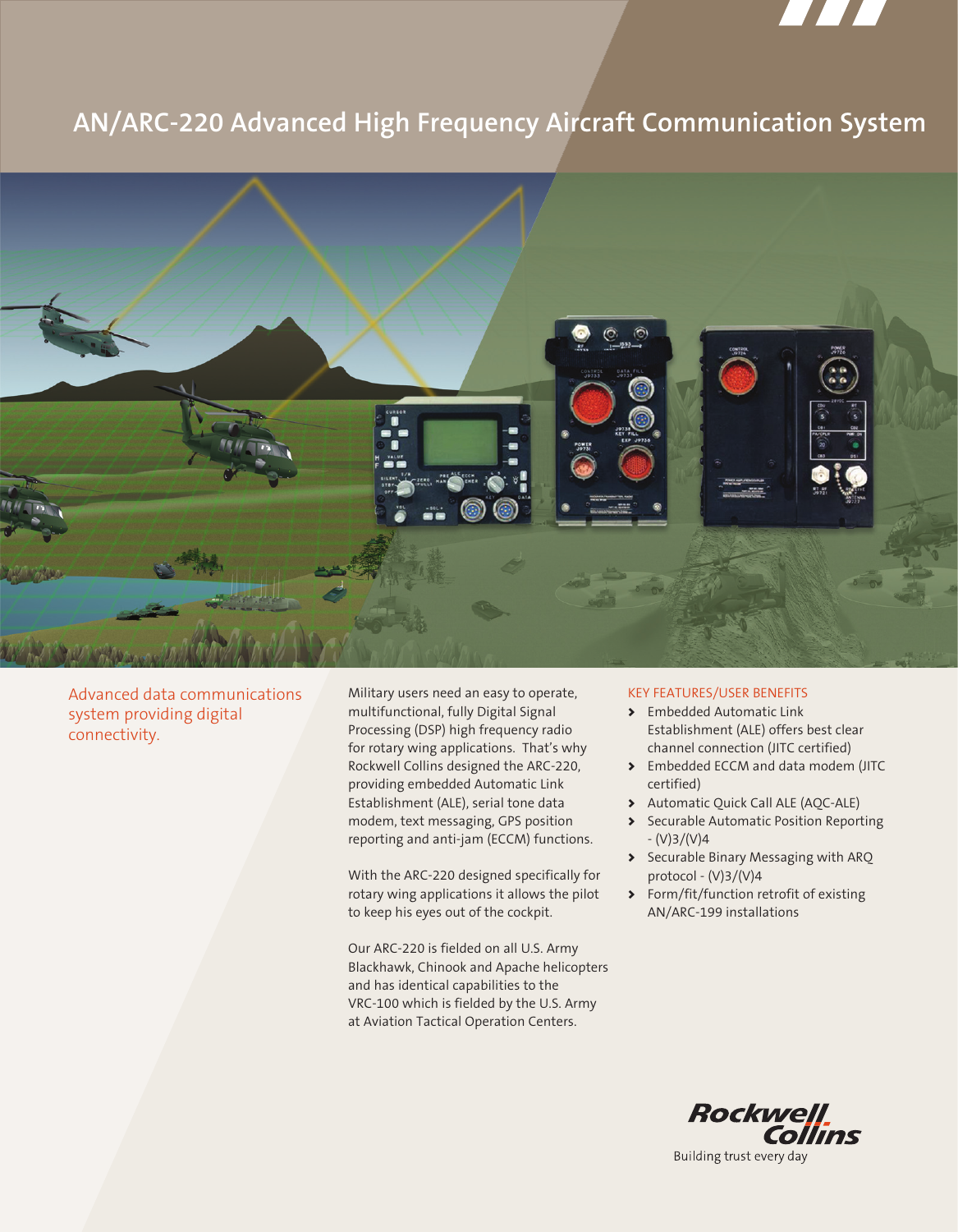# AN/ARC-220 Advanced High Frequency Aircraft Communication System

Advanced data communications system providing digital connectivity.

Military users need an easy to operate, multifunctional, fully Digital Signal Processing (DSP) high frequency radio for rotary wing applications. That's why Rockwell Collins designed the ARC-220, providing embedded Automatic Link Establishment (ALE), serial tone data modem, text messaging, GPS position reporting and anti-jam (ECCM) functions.

With the ARC-220 designed specifically for rotary wing applications it allows the pilot to keep his eyes out of the cockpit.

Our ARC-220 is fielded on all U.S. Army Blackhawk, Chinook and Apache helicopters and has identical capabilities to the VRC-100 which is fielded by the U.S. Army at Aviation Tactical Operation Centers.

## KEY FEATURES/USER BENEFITS

- Embedded Automatic Link Establishment (ALE) offers best clear channel connection (JITC certified)
- Embedded ECCM and data modem (JITC certified)
- Automatic Quick Call ALE (AQC-ALE)
- Securable Automatic Position Reporting - (V)3/(V)4
- Securable Binary Messaging with ARQ protocol - (V)3/(V)4
- Form/fit/function retrofit of existing AN/ARC-199 installations

Rockwell Collins

Building trust every day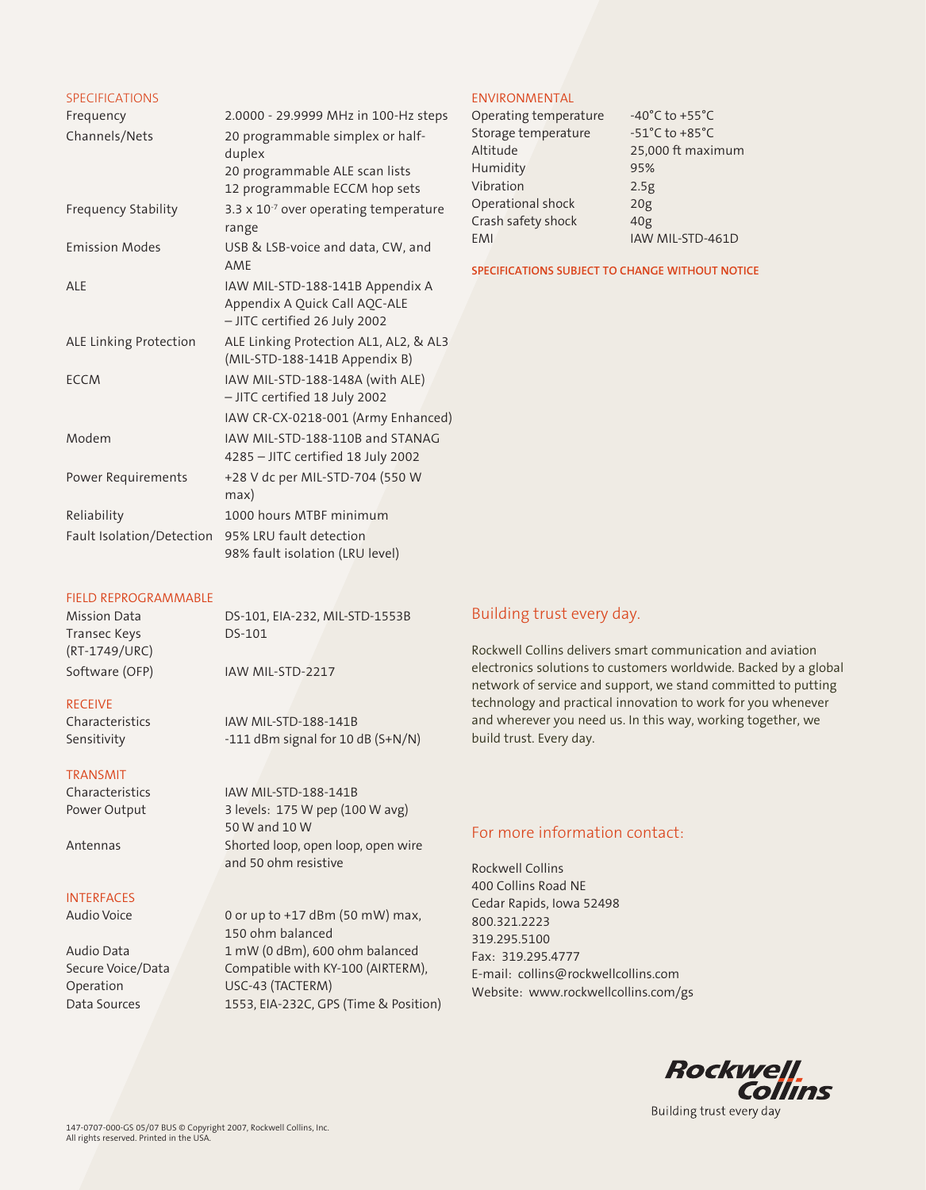## SPECIFICATIONS

| | |
|---|---|
| Frequency | 2.0000 - 29.9999 MHz in 100-Hz steps |
| Channels/Nets | 20 programmable simplex or half-duplex<br>20 programmable ALE scan lists<br>12 programmable ECCM hop sets |
| Frequency Stability | 3.3 x $10^{-7}$ over operating temperature range |
| Emission Modes | USB & LSB-voice and data, CW, and AME |
| ALE | IAW MIL-STD-188-141B Appendix A Appendix A Quick Call AQC-ALE – JITC certified 26 July 2002 |
| ALE Linking Protection | ALE Linking Protection AL1, AL2, & AL3 (MIL-STD-188-141B Appendix B) |
| ECCM | IAW MIL-STD-188-148A (with ALE) – JITC certified 18 July 2002<br>IAW CR-CX-0218-001 (Army Enhanced) |
| Modem | IAW MIL-STD-188-110B and STANAG 4285 – JITC certified 18 July 2002 |
| Power Requirements | +28 V dc per MIL-STD-704 (550 W max) |
| Reliability | 1000 hours MTBF minimum |
| Fault Isolation/Detection | 95% LRU fault detection<br>98% fault isolation (LRU level) |

## FIELD REPROGRAMMABLE

| | |
|---|---|
| Mission Data | DS-101, EIA-232, MIL-STD-1553B |
| Transec Keys (RT-1749/URC) | DS-101 |
| Software (OFP) | IAW MIL-STD-2217 |

## RECEIVE

| | |
|---|---|
| Characteristics | IAW MIL-STD-188-141B |
| Sensitivity | -111 dBm signal for 10 dB (S+N/N) |

## TRANSMIT

| | |
|---|---|
| Characteristics | IAW MIL-STD-188-141B |
| Power Output | 3 levels: 175 W pep (100 W avg)<br>50 W and 10 W |
| Antennas | Shorted loop, open loop, open wire and 50 ohm resistive |

## INTERFACES

| | |
|---|---|
| Audio Voice | 0 or up to +17 dBm (50 mW) max, 150 ohm balanced |
| Audio Data | 1 mW (0 dBm), 600 ohm balanced |
| Secure Voice/Data Operation | Compatible with KY-100 (AIRTERM), USC-43 (TACTERM) |
| Data Sources | 1553, EIA-232C, GPS (Time & Position) |

## ENVIRONMENTAL

| | |
|---|---|
| Operating temperature | -40°C to +55°C |
| Storage temperature | -51°C to +85°C |
| Altitude | 25,000 ft maximum |
| Humidity | 95% |
| Vibration | 2.5g |
| Operational shock | 20g |
| Crash safety shock | 40g |
| EMI | IAW MIL-STD-461D |

**SPECIFICATIONS SUBJECT TO CHANGE WITHOUT NOTICE**

## Building trust every day.

Rockwell Collins delivers smart communication and aviation electronics solutions to customers worldwide. Backed by a global network of service and support, we stand committed to putting technology and practical innovation to work for you whenever and wherever you need us. In this way, working together, we build trust. Every day.

## For more information contact:

Rockwell Collins
400 Collins Road NE
Cedar Rapids, Iowa 52498
800.321.2223
319.295.5100
Fax: 319.295.4777
E-mail: collins@rockwellcollins.com
Website: www.rockwellcollins.com/gs

Rockwell Collins
Building trust every day

147-0707-000-GS 05/07 BUS © Copyright 2007, Rockwell Collins, Inc.
All rights reserved. Printed in the USA.